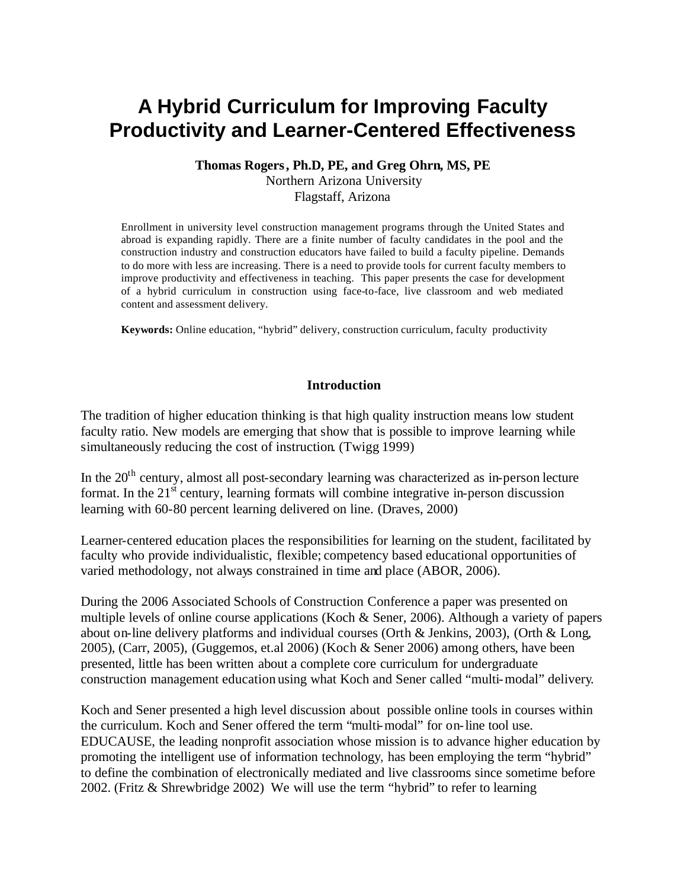# A Hybrid Curriculum for Improving Faculty Productivity and Learner-Centered Effectiveness

**Thomas Rogers, Ph.D, PE, and Greg Ohrn, MS, PE**
Northern Arizona University
Flagstaff, Arizona

Enrollment in university level construction management programs through the United States and abroad is expanding rapidly. There are a finite number of faculty candidates in the pool and the construction industry and construction educators have failed to build a faculty pipeline. Demands to do more with less are increasing. There is a need to provide tools for current faculty members to improve productivity and effectiveness in teaching. This paper presents the case for development of a hybrid curriculum in construction using face-to-face, live classroom and web mediated content and assessment delivery.

**Keywords:** Online education, "hybrid" delivery, construction curriculum, faculty productivity

## Introduction

The tradition of higher education thinking is that high quality instruction means low student faculty ratio. New models are emerging that show that is possible to improve learning while simultaneously reducing the cost of instruction. (Twigg 1999)

In the 20th century, almost all post-secondary learning was characterized as in-person lecture format. In the 21st century, learning formats will combine integrative in-person discussion learning with 60-80 percent learning delivered on line. (Draves, 2000)

Learner-centered education places the responsibilities for learning on the student, facilitated by faculty who provide individualistic, flexible; competency based educational opportunities of varied methodology, not always constrained in time and place (ABOR, 2006).

During the 2006 Associated Schools of Construction Conference a paper was presented on multiple levels of online course applications (Koch & Sener, 2006). Although a variety of papers about on-line delivery platforms and individual courses (Orth & Jenkins, 2003), (Orth & Long, 2005), (Carr, 2005), (Guggemos, et.al 2006) (Koch & Sener 2006) among others, have been presented, little has been written about a complete core curriculum for undergraduate construction management education using what Koch and Sener called "multi-modal" delivery.

Koch and Sener presented a high level discussion about possible online tools in courses within the curriculum. Koch and Sener offered the term "multi-modal" for on-line tool use. EDUCAUSE, the leading nonprofit association whose mission is to advance higher education by promoting the intelligent use of information technology, has been employing the term "hybrid" to define the combination of electronically mediated and live classrooms since sometime before 2002. (Fritz & Shrewbridge 2002) We will use the term "hybrid" to refer to learning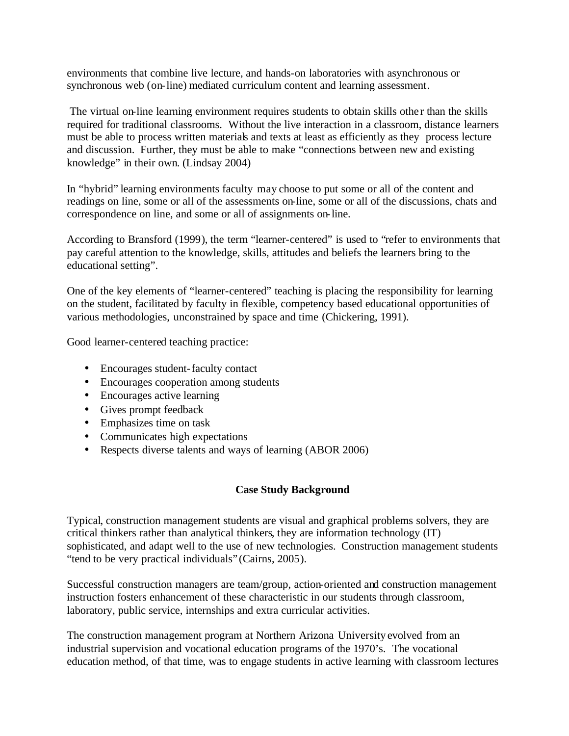environments that combine live lecture, and hands-on laboratories with asynchronous or synchronous web (on-line) mediated curriculum content and learning assessment.

The virtual on-line learning environment requires students to obtain skills other than the skills required for traditional classrooms. Without the live interaction in a classroom, distance learners must be able to process written materials and texts at least as efficiently as they process lecture and discussion. Further, they must be able to make "connections between new and existing knowledge" in their own. (Lindsay 2004)

In "hybrid" learning environments faculty may choose to put some or all of the content and readings on line, some or all of the assessments on-line, some or all of the discussions, chats and correspondence on line, and some or all of assignments on-line.

According to Bransford (1999), the term "learner-centered" is used to "refer to environments that pay careful attention to the knowledge, skills, attitudes and beliefs the learners bring to the educational setting".

One of the key elements of "learner-centered" teaching is placing the responsibility for learning on the student, facilitated by faculty in flexible, competency based educational opportunities of various methodologies, unconstrained by space and time (Chickering, 1991).

Good learner-centered teaching practice:

- Encourages student-faculty contact
- Encourages cooperation among students
- Encourages active learning
- Gives prompt feedback
- Emphasizes time on task
- Communicates high expectations
- Respects diverse talents and ways of learning (ABOR 2006)

## Case Study Background

Typical, construction management students are visual and graphical problems solvers, they are critical thinkers rather than analytical thinkers, they are information technology (IT) sophisticated, and adapt well to the use of new technologies. Construction management students "tend to be very practical individuals" (Cairns, 2005).

Successful construction managers are team/group, action-oriented and construction management instruction fosters enhancement of these characteristic in our students through classroom, laboratory, public service, internships and extra curricular activities.

The construction management program at Northern Arizona University evolved from an industrial supervision and vocational education programs of the 1970's. The vocational education method, of that time, was to engage students in active learning with classroom lectures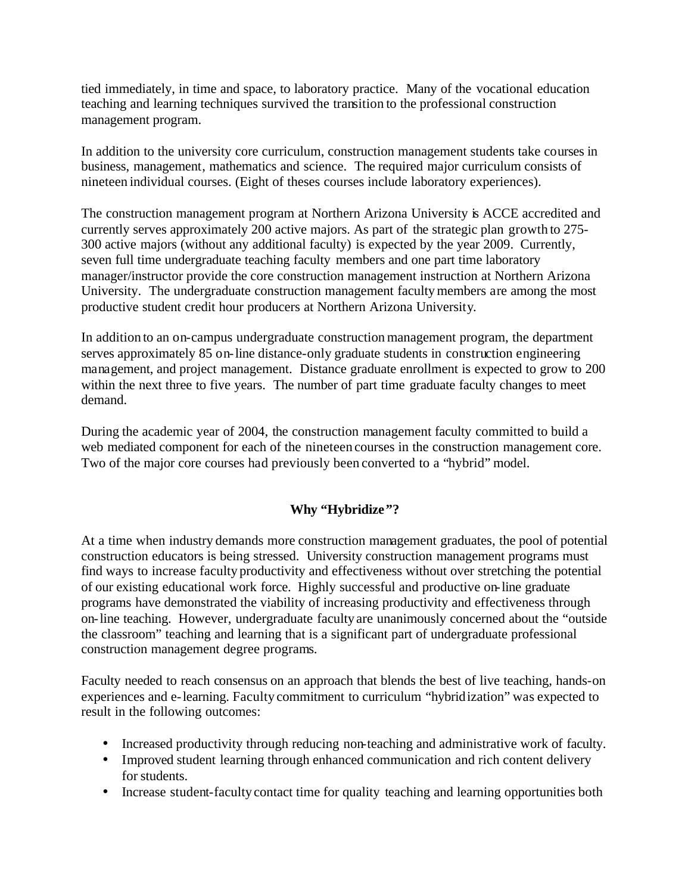tied immediately, in time and space, to laboratory practice. Many of the vocational education teaching and learning techniques survived the transition to the professional construction management program.

In addition to the university core curriculum, construction management students take courses in business, management, mathematics and science. The required major curriculum consists of nineteen individual courses. (Eight of theses courses include laboratory experiences).

The construction management program at Northern Arizona University is ACCE accredited and currently serves approximately 200 active majors. As part of the strategic plan growth to 275-300 active majors (without any additional faculty) is expected by the year 2009. Currently, seven full time undergraduate teaching faculty members and one part time laboratory manager/instructor provide the core construction management instruction at Northern Arizona University. The undergraduate construction management faculty members are among the most productive student credit hour producers at Northern Arizona University.

In addition to an on-campus undergraduate construction management program, the department serves approximately 85 on-line distance-only graduate students in construction engineering management, and project management. Distance graduate enrollment is expected to grow to 200 within the next three to five years. The number of part time graduate faculty changes to meet demand.

During the academic year of 2004, the construction management faculty committed to build a web mediated component for each of the nineteen courses in the construction management core. Two of the major core courses had previously been converted to a "hybrid" model.

## Why "Hybridize"?

At a time when industry demands more construction management graduates, the pool of potential construction educators is being stressed. University construction management programs must find ways to increase faculty productivity and effectiveness without over stretching the potential of our existing educational work force. Highly successful and productive on-line graduate programs have demonstrated the viability of increasing productivity and effectiveness through on-line teaching. However, undergraduate faculty are unanimously concerned about the "outside the classroom" teaching and learning that is a significant part of undergraduate professional construction management degree programs.

Faculty needed to reach consensus on an approach that blends the best of live teaching, hands-on experiences and e-learning. Faculty commitment to curriculum "hybridization" was expected to result in the following outcomes:

- Increased productivity through reducing non-teaching and administrative work of faculty.
- Improved student learning through enhanced communication and rich content delivery for students.
- Increase student-faculty contact time for quality teaching and learning opportunities both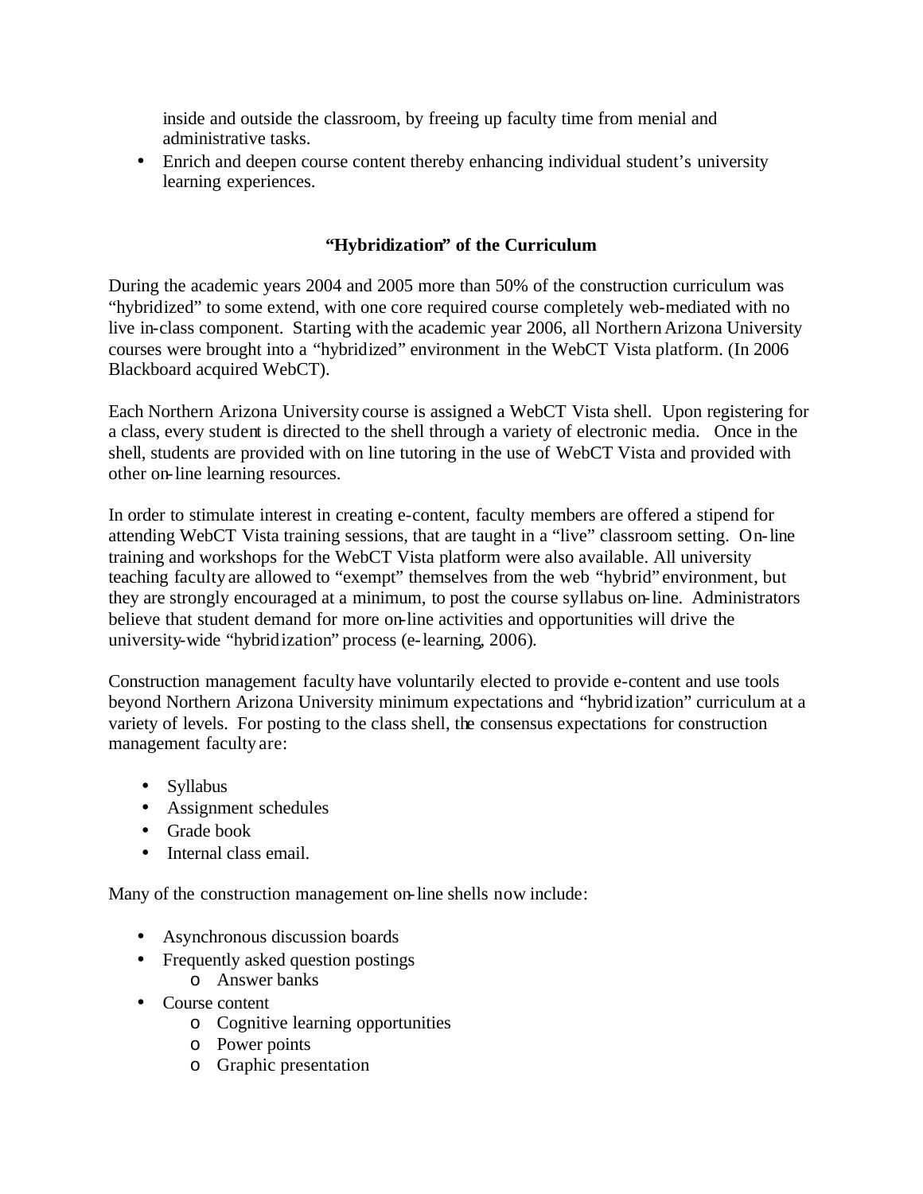inside and outside the classroom, by freeing up faculty time from menial and administrative tasks.
- Enrich and deepen course content thereby enhancing individual student's university learning experiences.

### "Hybridization" of the Curriculum

During the academic years 2004 and 2005 more than 50% of the construction curriculum was "hybridized" to some extend, with one core required course completely web-mediated with no live in-class component. Starting with the academic year 2006, all Northern Arizona University courses were brought into a "hybridized" environment in the WebCT Vista platform. (In 2006 Blackboard acquired WebCT).

Each Northern Arizona University course is assigned a WebCT Vista shell. Upon registering for a class, every student is directed to the shell through a variety of electronic media. Once in the shell, students are provided with on line tutoring in the use of WebCT Vista and provided with other on-line learning resources.

In order to stimulate interest in creating e-content, faculty members are offered a stipend for attending WebCT Vista training sessions, that are taught in a "live" classroom setting. On-line training and workshops for the WebCT Vista platform were also available. All university teaching faculty are allowed to "exempt" themselves from the web "hybrid" environment, but they are strongly encouraged at a minimum, to post the course syllabus on-line. Administrators believe that student demand for more on-line activities and opportunities will drive the university-wide "hybridization" process (e-learning, 2006).

Construction management faculty have voluntarily elected to provide e-content and use tools beyond Northern Arizona University minimum expectations and "hybridization" curriculum at a variety of levels. For posting to the class shell, the consensus expectations for construction management faculty are:

- Syllabus
- Assignment schedules
- Grade book
- Internal class email.

Many of the construction management on-line shells now include:

- Asynchronous discussion boards
- Frequently asked question postings
  - Answer banks
- Course content
  - Cognitive learning opportunities
  - Power points
  - Graphic presentation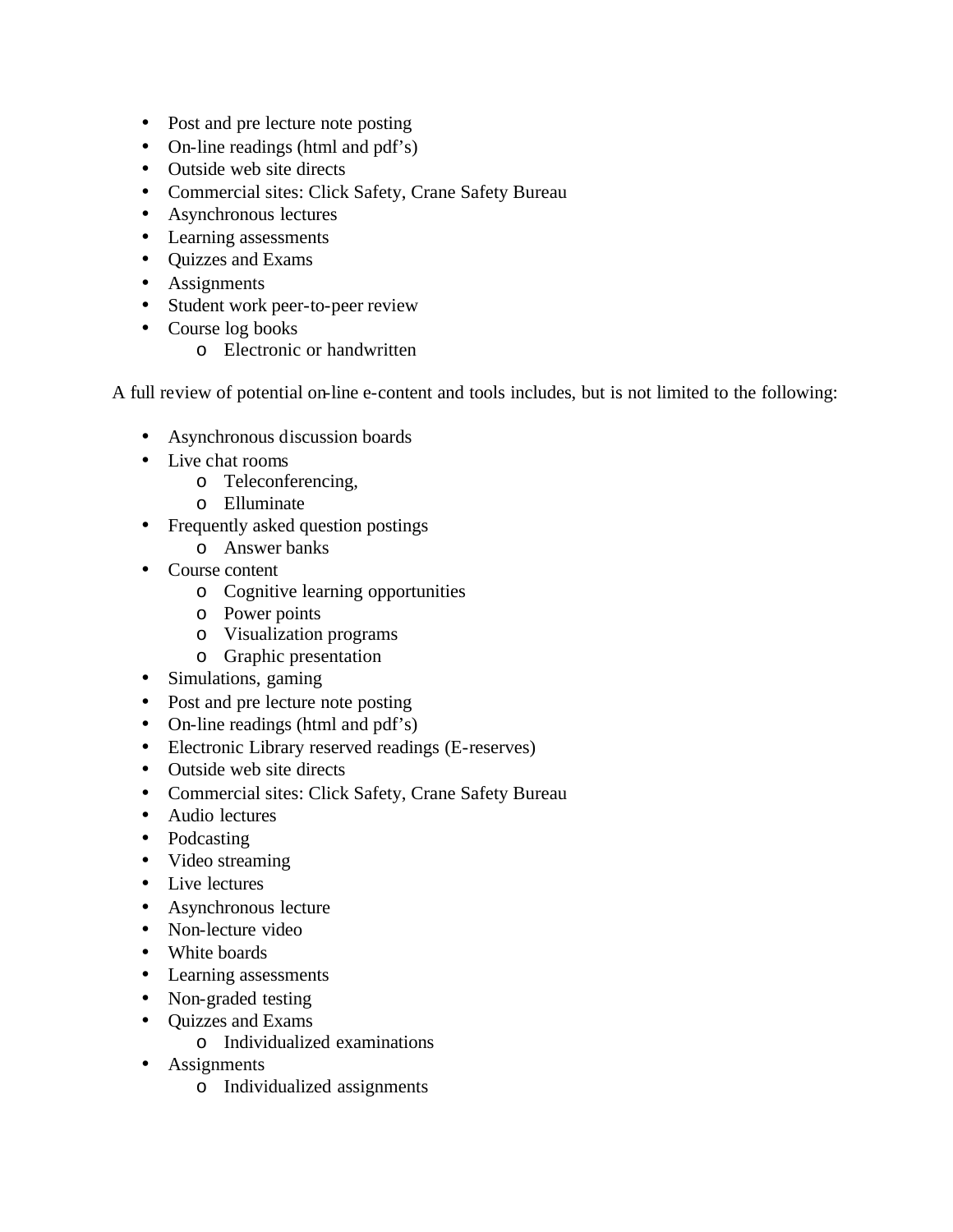- Post and pre lecture note posting
- On-line readings (html and pdf's)
- Outside web site directs
- Commercial sites: Click Safety, Crane Safety Bureau
- Asynchronous lectures
- Learning assessments
- Quizzes and Exams
- Assignments
- Student work peer-to-peer review
- Course log books
    - Electronic or handwritten

A full review of potential on-line e-content and tools includes, but is not limited to the following:

- Asynchronous discussion boards
- Live chat rooms
    - Teleconferencing,
    - Elluminate
- Frequently asked question postings
    - Answer banks
- Course content
    - Cognitive learning opportunities
    - Power points
    - Visualization programs
    - Graphic presentation
- Simulations, gaming
- Post and pre lecture note posting
- On-line readings (html and pdf's)
- Electronic Library reserved readings (E-reserves)
- Outside web site directs
- Commercial sites: Click Safety, Crane Safety Bureau
- Audio lectures
- Podcasting
- Video streaming
- Live lectures
- Asynchronous lecture
- Non-lecture video
- White boards
- Learning assessments
- Non-graded testing
- Quizzes and Exams
    - Individualized examinations
- Assignments
    - Individualized assignments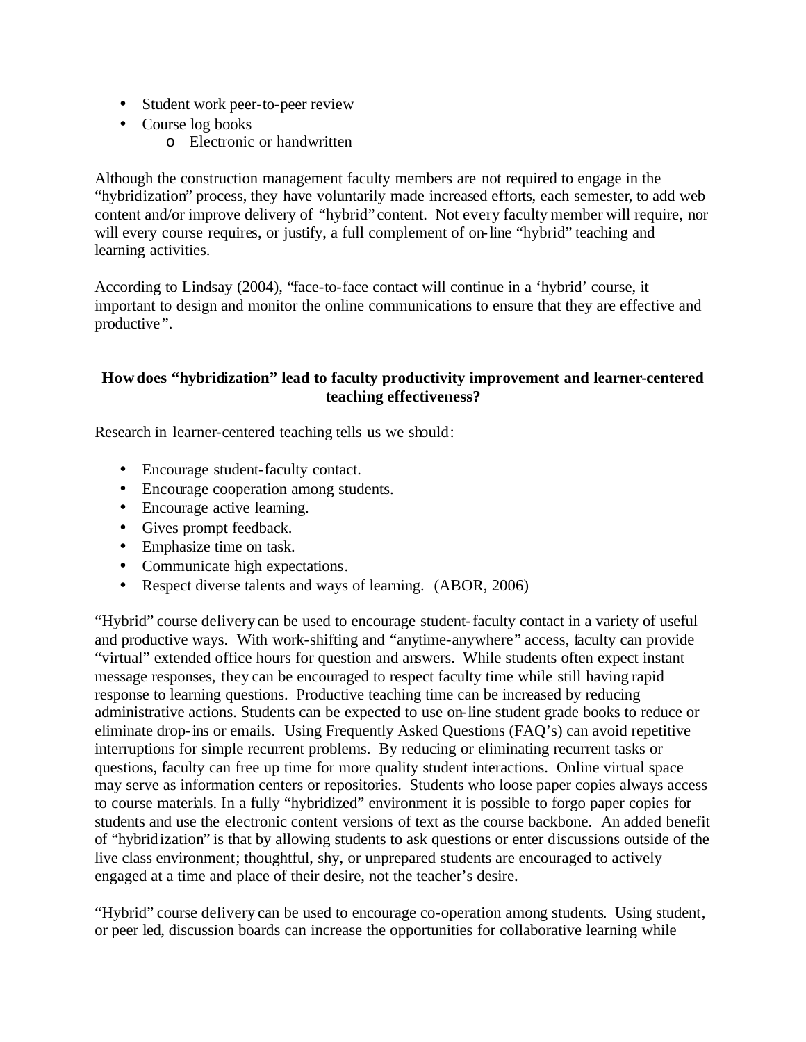- Student work peer-to-peer review
- Course log books
    - Electronic or handwritten

Although the construction management faculty members are not required to engage in the "hybridization" process, they have voluntarily made increased efforts, each semester, to add web content and/or improve delivery of "hybrid" content. Not every faculty member will require, nor will every course requires, or justify, a full complement of on-line "hybrid" teaching and learning activities.

According to Lindsay (2004), "face-to-face contact will continue in a 'hybrid' course, it important to design and monitor the online communications to ensure that they are effective and productive".

**How does "hybridization" lead to faculty productivity improvement and learner-centered teaching effectiveness?**

Research in learner-centered teaching tells us we should:

- Encourage student-faculty contact.
- Encourage cooperation among students.
- Encourage active learning.
- Gives prompt feedback.
- Emphasize time on task.
- Communicate high expectations.
- Respect diverse talents and ways of learning. (ABOR, 2006)

"Hybrid" course delivery can be used to encourage student-faculty contact in a variety of useful and productive ways. With work-shifting and "anytime-anywhere" access, faculty can provide "virtual" extended office hours for question and answers. While students often expect instant message responses, they can be encouraged to respect faculty time while still having rapid response to learning questions. Productive teaching time can be increased by reducing administrative actions. Students can be expected to use on-line student grade books to reduce or eliminate drop-ins or emails. Using Frequently Asked Questions (FAQ's) can avoid repetitive interruptions for simple recurrent problems. By reducing or eliminating recurrent tasks or questions, faculty can free up time for more quality student interactions. Online virtual space may serve as information centers or repositories. Students who loose paper copies always access to course materials. In a fully "hybridized" environment it is possible to forgo paper copies for students and use the electronic content versions of text as the course backbone. An added benefit of "hybridization" is that by allowing students to ask questions or enter discussions outside of the live class environment; thoughtful, shy, or unprepared students are encouraged to actively engaged at a time and place of their desire, not the teacher's desire.

"Hybrid" course delivery can be used to encourage co-operation among students. Using student, or peer led, discussion boards can increase the opportunities for collaborative learning while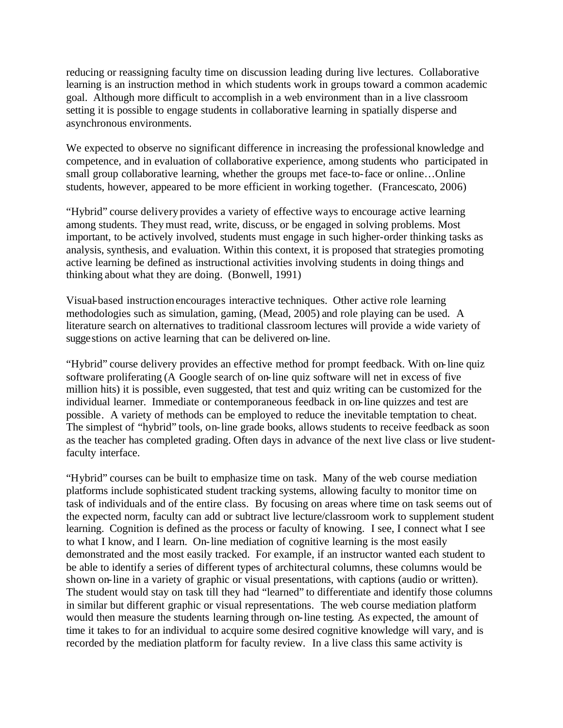reducing or reassigning faculty time on discussion leading during live lectures. Collaborative learning is an instruction method in which students work in groups toward a common academic goal. Although more difficult to accomplish in a web environment than in a live classroom setting it is possible to engage students in collaborative learning in spatially disperse and asynchronous environments.

We expected to observe no significant difference in increasing the professional knowledge and competence, and in evaluation of collaborative experience, among students who participated in small group collaborative learning, whether the groups met face-to-face or online…Online students, however, appeared to be more efficient in working together. (Francescato, 2006)

"Hybrid" course delivery provides a variety of effective ways to encourage active learning among students. They must read, write, discuss, or be engaged in solving problems. Most important, to be actively involved, students must engage in such higher-order thinking tasks as analysis, synthesis, and evaluation. Within this context, it is proposed that strategies promoting active learning be defined as instructional activities involving students in doing things and thinking about what they are doing. (Bonwell, 1991)

Visual-based instruction encourages interactive techniques. Other active role learning methodologies such as simulation, gaming, (Mead, 2005) and role playing can be used. A literature search on alternatives to traditional classroom lectures will provide a wide variety of suggestions on active learning that can be delivered on-line.

"Hybrid" course delivery provides an effective method for prompt feedback. With on-line quiz software proliferating (A Google search of on-line quiz software will net in excess of five million hits) it is possible, even suggested, that test and quiz writing can be customized for the individual learner. Immediate or contemporaneous feedback in on-line quizzes and test are possible. A variety of methods can be employed to reduce the inevitable temptation to cheat. The simplest of "hybrid" tools, on-line grade books, allows students to receive feedback as soon as the teacher has completed grading. Often days in advance of the next live class or live student-faculty interface.

"Hybrid" courses can be built to emphasize time on task. Many of the web course mediation platforms include sophisticated student tracking systems, allowing faculty to monitor time on task of individuals and of the entire class. By focusing on areas where time on task seems out of the expected norm, faculty can add or subtract live lecture/classroom work to supplement student learning. Cognition is defined as the process or faculty of knowing. I see, I connect what I see to what I know, and I learn. On-line mediation of cognitive learning is the most easily demonstrated and the most easily tracked. For example, if an instructor wanted each student to be able to identify a series of different types of architectural columns, these columns would be shown on-line in a variety of graphic or visual presentations, with captions (audio or written). The student would stay on task till they had "learned" to differentiate and identify those columns in similar but different graphic or visual representations. The web course mediation platform would then measure the students learning through on-line testing. As expected, the amount of time it takes to for an individual to acquire some desired cognitive knowledge will vary, and is recorded by the mediation platform for faculty review. In a live class this same activity is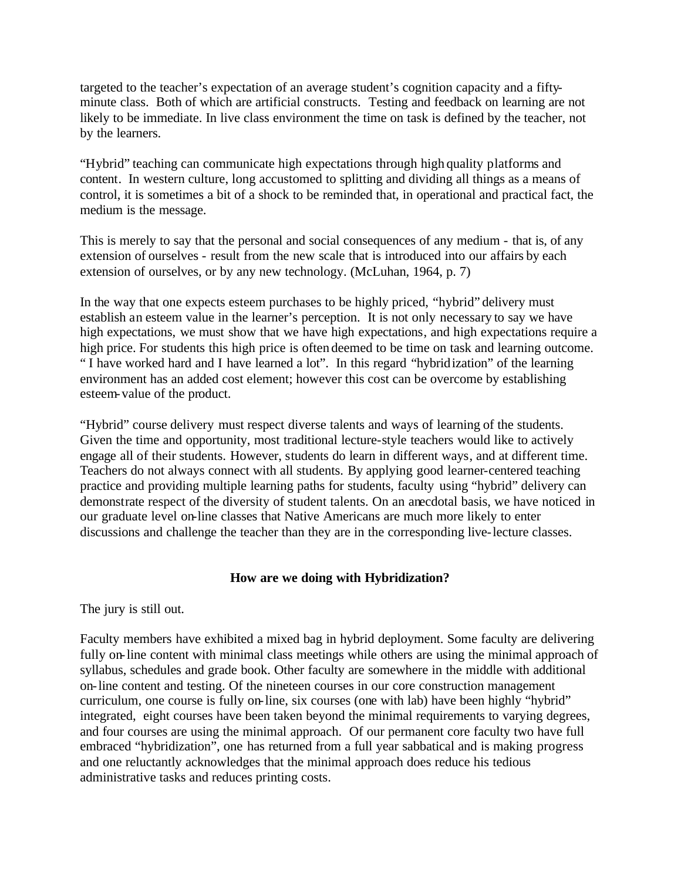targeted to the teacher's expectation of an average student's cognition capacity and a fifty-minute class. Both of which are artificial constructs. Testing and feedback on learning are not likely to be immediate. In live class environment the time on task is defined by the teacher, not by the learners.

"Hybrid" teaching can communicate high expectations through high quality platforms and content. In western culture, long accustomed to splitting and dividing all things as a means of control, it is sometimes a bit of a shock to be reminded that, in operational and practical fact, the medium is the message.

This is merely to say that the personal and social consequences of any medium - that is, of any extension of ourselves - result from the new scale that is introduced into our affairs by each extension of ourselves, or by any new technology. (McLuhan, 1964, p. 7)

In the way that one expects esteem purchases to be highly priced, "hybrid" delivery must establish an esteem value in the learner's perception. It is not only necessary to say we have high expectations, we must show that we have high expectations, and high expectations require a high price. For students this high price is often deemed to be time on task and learning outcome. " I have worked hard and I have learned a lot". In this regard "hybridization" of the learning environment has an added cost element; however this cost can be overcome by establishing esteem-value of the product.

"Hybrid" course delivery must respect diverse talents and ways of learning of the students. Given the time and opportunity, most traditional lecture-style teachers would like to actively engage all of their students. However, students do learn in different ways, and at different time. Teachers do not always connect with all students. By applying good learner-centered teaching practice and providing multiple learning paths for students, faculty using "hybrid" delivery can demonstrate respect of the diversity of student talents. On an anecdotal basis, we have noticed in our graduate level on-line classes that Native Americans are much more likely to enter discussions and challenge the teacher than they are in the corresponding live-lecture classes.

## How are we doing with Hybridization?

The jury is still out.

Faculty members have exhibited a mixed bag in hybrid deployment. Some faculty are delivering fully on-line content with minimal class meetings while others are using the minimal approach of syllabus, schedules and grade book. Other faculty are somewhere in the middle with additional on-line content and testing. Of the nineteen courses in our core construction management curriculum, one course is fully on-line, six courses (one with lab) have been highly "hybrid" integrated, eight courses have been taken beyond the minimal requirements to varying degrees, and four courses are using the minimal approach. Of our permanent core faculty two have full embraced "hybridization", one has returned from a full year sabbatical and is making progress and one reluctantly acknowledges that the minimal approach does reduce his tedious administrative tasks and reduces printing costs.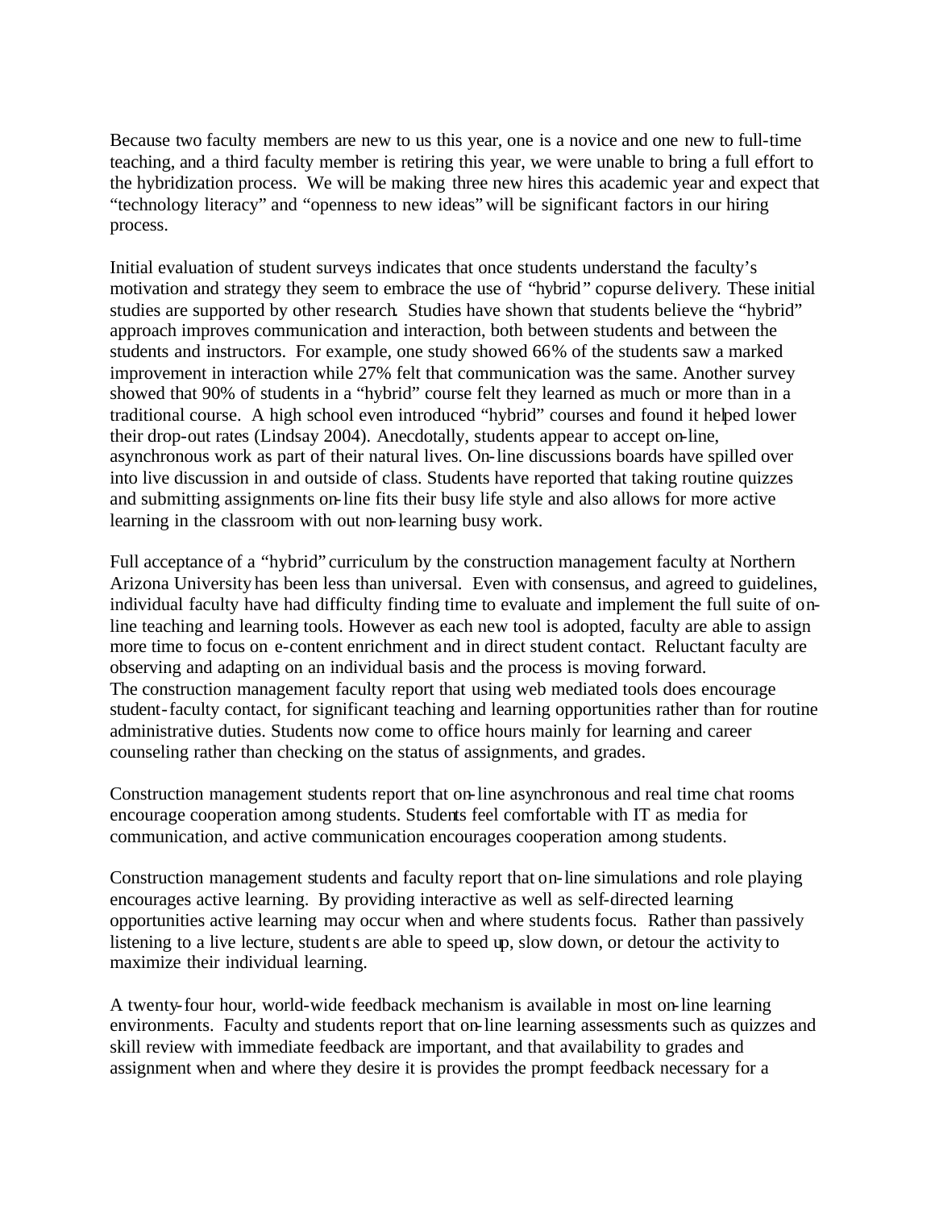Because two faculty members are new to us this year, one is a novice and one new to full-time teaching, and a third faculty member is retiring this year, we were unable to bring a full effort to the hybridization process. We will be making three new hires this academic year and expect that "technology literacy" and "openness to new ideas" will be significant factors in our hiring process.

Initial evaluation of student surveys indicates that once students understand the faculty's motivation and strategy they seem to embrace the use of "hybrid" copurse delivery. These initial studies are supported by other research. Studies have shown that students believe the "hybrid" approach improves communication and interaction, both between students and between the students and instructors. For example, one study showed 66% of the students saw a marked improvement in interaction while 27% felt that communication was the same. Another survey showed that 90% of students in a "hybrid" course felt they learned as much or more than in a traditional course. A high school even introduced "hybrid" courses and found it helped lower their drop-out rates (Lindsay 2004). Anecdotally, students appear to accept on-line, asynchronous work as part of their natural lives. On-line discussions boards have spilled over into live discussion in and outside of class. Students have reported that taking routine quizzes and submitting assignments on-line fits their busy life style and also allows for more active learning in the classroom with out non-learning busy work.

Full acceptance of a "hybrid" curriculum by the construction management faculty at Northern Arizona University has been less than universal. Even with consensus, and agreed to guidelines, individual faculty have had difficulty finding time to evaluate and implement the full suite of on-line teaching and learning tools. However as each new tool is adopted, faculty are able to assign more time to focus on e-content enrichment and in direct student contact. Reluctant faculty are observing and adapting on an individual basis and the process is moving forward.
The construction management faculty report that using web mediated tools does encourage student-faculty contact, for significant teaching and learning opportunities rather than for routine administrative duties. Students now come to office hours mainly for learning and career counseling rather than checking on the status of assignments, and grades.

Construction management students report that on-line asynchronous and real time chat rooms encourage cooperation among students. Students feel comfortable with IT as media for communication, and active communication encourages cooperation among students.

Construction management students and faculty report that on-line simulations and role playing encourages active learning. By providing interactive as well as self-directed learning opportunities active learning may occur when and where students focus. Rather than passively listening to a live lecture, students are able to speed up, slow down, or detour the activity to maximize their individual learning.

A twenty-four hour, world-wide feedback mechanism is available in most on-line learning environments. Faculty and students report that on-line learning assessments such as quizzes and skill review with immediate feedback are important, and that availability to grades and assignment when and where they desire it is provides the prompt feedback necessary for a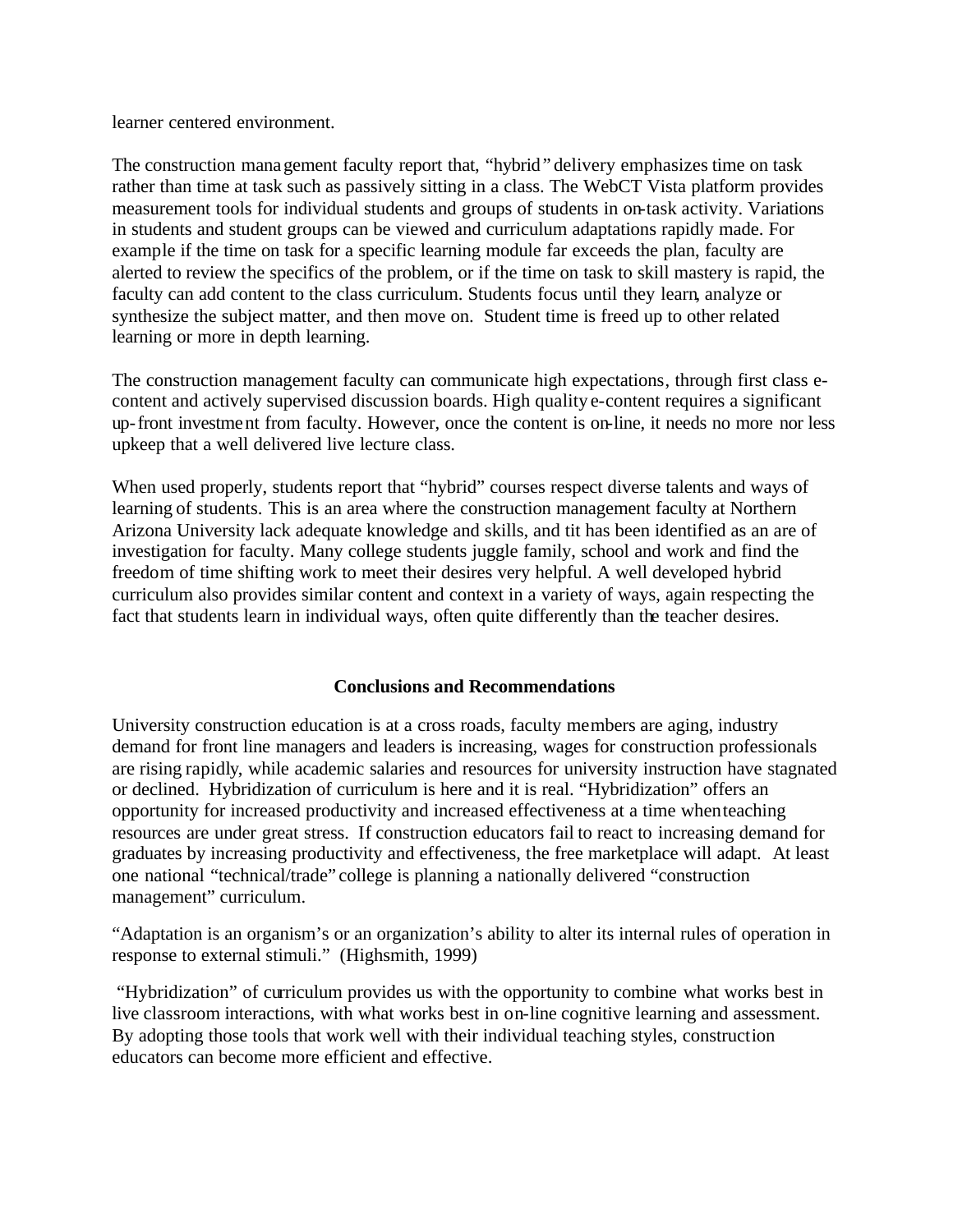learner centered environment.

The construction management faculty report that, "hybrid" delivery emphasizes time on task rather than time at task such as passively sitting in a class. The WebCT Vista platform provides measurement tools for individual students and groups of students in on-task activity. Variations in students and student groups can be viewed and curriculum adaptations rapidly made. For example if the time on task for a specific learning module far exceeds the plan, faculty are alerted to review the specifics of the problem, or if the time on task to skill mastery is rapid, the faculty can add content to the class curriculum. Students focus until they learn, analyze or synthesize the subject matter, and then move on. Student time is freed up to other related learning or more in depth learning.

The construction management faculty can communicate high expectations, through first class e-content and actively supervised discussion boards. High quality e-content requires a significant up-front investment from faculty. However, once the content is on-line, it needs no more nor less upkeep that a well delivered live lecture class.

When used properly, students report that "hybrid" courses respect diverse talents and ways of learning of students. This is an area where the construction management faculty at Northern Arizona University lack adequate knowledge and skills, and tit has been identified as an are of investigation for faculty. Many college students juggle family, school and work and find the freedom of time shifting work to meet their desires very helpful. A well developed hybrid curriculum also provides similar content and context in a variety of ways, again respecting the fact that students learn in individual ways, often quite differently than the teacher desires.

## Conclusions and Recommendations

University construction education is at a cross roads, faculty members are aging, industry demand for front line managers and leaders is increasing, wages for construction professionals are rising rapidly, while academic salaries and resources for university instruction have stagnated or declined. Hybridization of curriculum is here and it is real. "Hybridization" offers an opportunity for increased productivity and increased effectiveness at a time when teaching resources are under great stress. If construction educators fail to react to increasing demand for graduates by increasing productivity and effectiveness, the free marketplace will adapt. At least one national "technical/trade" college is planning a nationally delivered "construction management" curriculum.

"Adaptation is an organism's or an organization's ability to alter its internal rules of operation in response to external stimuli." (Highsmith, 1999)

"Hybridization" of curriculum provides us with the opportunity to combine what works best in live classroom interactions, with what works best in on-line cognitive learning and assessment. By adopting those tools that work well with their individual teaching styles, construction educators can become more efficient and effective.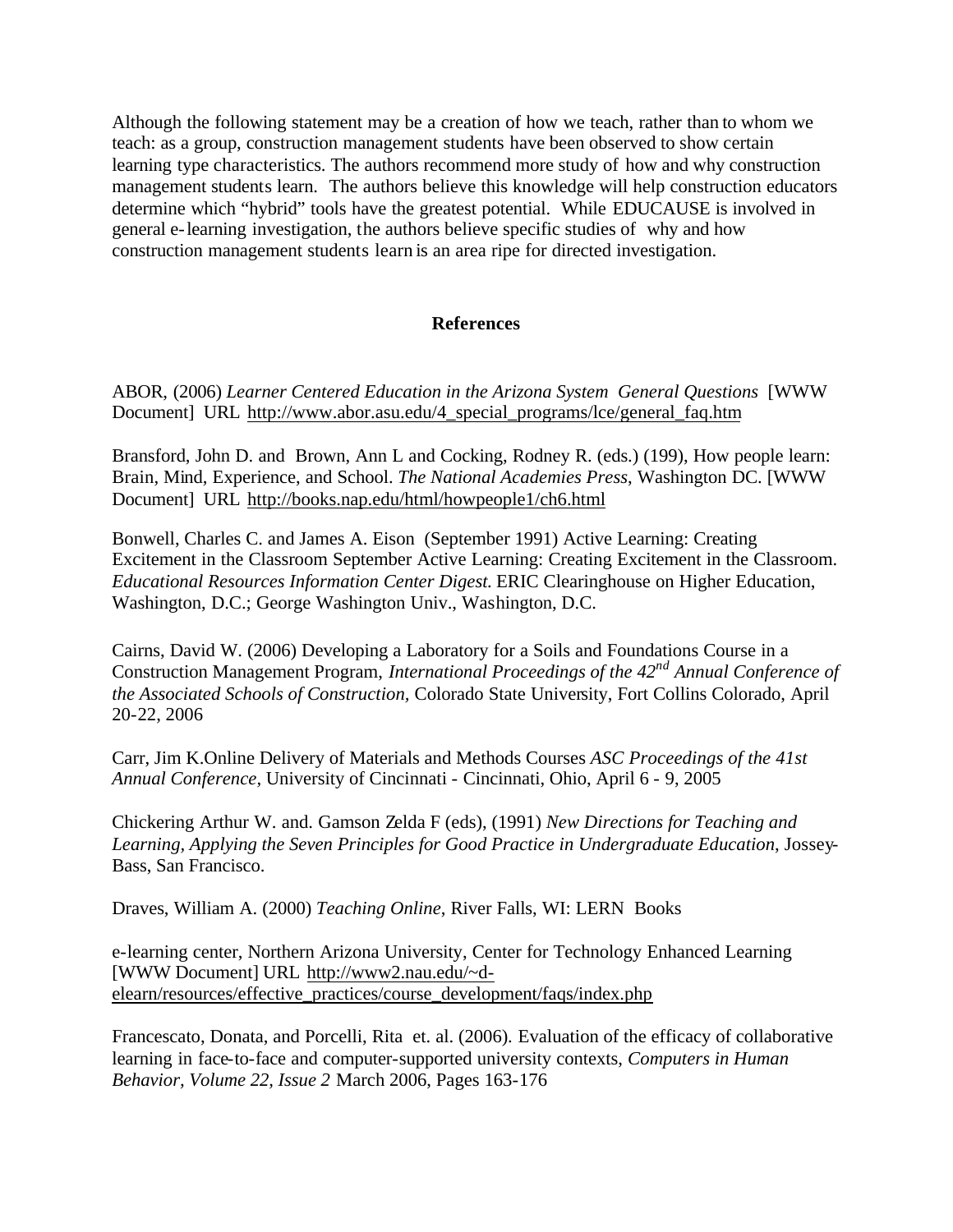Although the following statement may be a creation of how we teach, rather than to whom we teach: as a group, construction management students have been observed to show certain learning type characteristics. The authors recommend more study of how and why construction management students learn. The authors believe this knowledge will help construction educators determine which "hybrid" tools have the greatest potential. While EDUCAUSE is involved in general e-learning investigation, the authors believe specific studies of why and how construction management students learn is an area ripe for directed investigation.

## References

ABOR, (2006) *Learner Centered Education in the Arizona System General Questions* [WWW Document] URL http://www.abor.asu.edu/4_special_programs/lce/general_faq.htm

Bransford, John D. and Brown, Ann L and Cocking, Rodney R. (eds.) (199), How people learn: Brain, Mind, Experience, and School. *The National Academies Press*, Washington DC. [WWW Document] URL http://books.nap.edu/html/howpeople1/ch6.html

Bonwell, Charles C. and James A. Eison (September 1991) Active Learning: Creating Excitement in the Classroom September Active Learning: Creating Excitement in the Classroom. *Educational Resources Information Center Digest*. ERIC Clearinghouse on Higher Education, Washington, D.C.; George Washington Univ., Washington, D.C.

Cairns, David W. (2006) Developing a Laboratory for a Soils and Foundations Course in a Construction Management Program, *International Proceedings of the 42nd Annual Conference of the Associated Schools of Construction*, Colorado State University, Fort Collins Colorado, April 20-22, 2006

Carr, Jim K.Online Delivery of Materials and Methods Courses *ASC Proceedings of the 41st Annual Conference*, University of Cincinnati - Cincinnati, Ohio, April 6 - 9, 2005

Chickering Arthur W. and. Gamson Zelda F (eds), (1991) *New Directions for Teaching and Learning, Applying the Seven Principles for Good Practice in Undergraduate Education*, Jossey-Bass, San Francisco.

Draves, William A. (2000) *Teaching Online*, River Falls, WI: LERN Books

e-learning center, Northern Arizona University, Center for Technology Enhanced Learning [WWW Document] URL http://www2.nau.edu/~d-elearn/resources/effective_practices/course_development/faqs/index.php

Francescato, Donata, and Porcelli, Rita et. al. (2006). Evaluation of the efficacy of collaborative learning in face-to-face and computer-supported university contexts, *Computers in Human Behavior, Volume 22, Issue 2* March 2006, Pages 163-176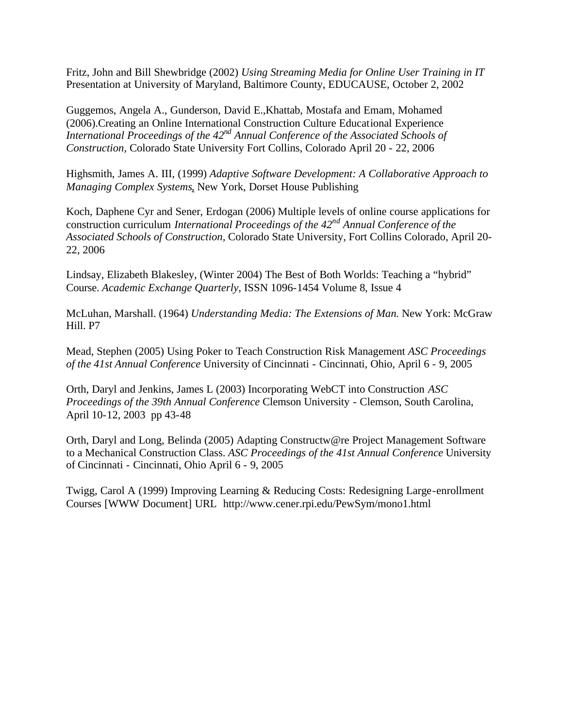Fritz, John and Bill Shewbridge (2002) *Using Streaming Media for Online User Training in IT* Presentation at University of Maryland, Baltimore County, EDUCAUSE, October 2, 2002

Guggemos, Angela A., Gunderson, David E.,Khattab, Mostafa and Emam, Mohamed (2006).Creating an Online International Construction Culture Educational Experience *International Proceedings of the 42nd Annual Conference of the Associated Schools of Construction*, Colorado State University Fort Collins, Colorado April 20 - 22, 2006

Highsmith, James A. III, (1999) *Adaptive Software Development: A Collaborative Approach to Managing Complex Systems*, New York, Dorset House Publishing

Koch, Daphene Cyr and Sener, Erdogan (2006) Multiple levels of online course applications for construction curriculum *International Proceedings of the 42nd Annual Conference of the Associated Schools of Construction,* Colorado State University, Fort Collins Colorado, April 20-22, 2006

Lindsay, Elizabeth Blakesley, (Winter 2004) The Best of Both Worlds: Teaching a "hybrid" Course. *Academic Exchange Quarterly*, ISSN 1096-1454 Volume 8, Issue 4

McLuhan, Marshall. (1964) *Understanding Media: The Extensions of Man.* New York: McGraw Hill. P7

Mead, Stephen (2005) Using Poker to Teach Construction Risk Management *ASC Proceedings of the 41st Annual Conference* University of Cincinnati - Cincinnati, Ohio, April 6 - 9, 2005

Orth, Daryl and Jenkins, James L (2003) Incorporating WebCT into Construction *ASC Proceedings of the 39th Annual Conference* Clemson University - Clemson, South Carolina, April 10-12, 2003 pp 43-48

Orth, Daryl and Long, Belinda (2005) Adapting Constructw@re Project Management Software to a Mechanical Construction Class. *ASC Proceedings of the 41st Annual Conference* University of Cincinnati - Cincinnati, Ohio April 6 - 9, 2005

Twigg, Carol A (1999) Improving Learning & Reducing Costs: Redesigning Large-enrollment Courses [WWW Document] URL http://www.cener.rpi.edu/PewSym/mono1.html